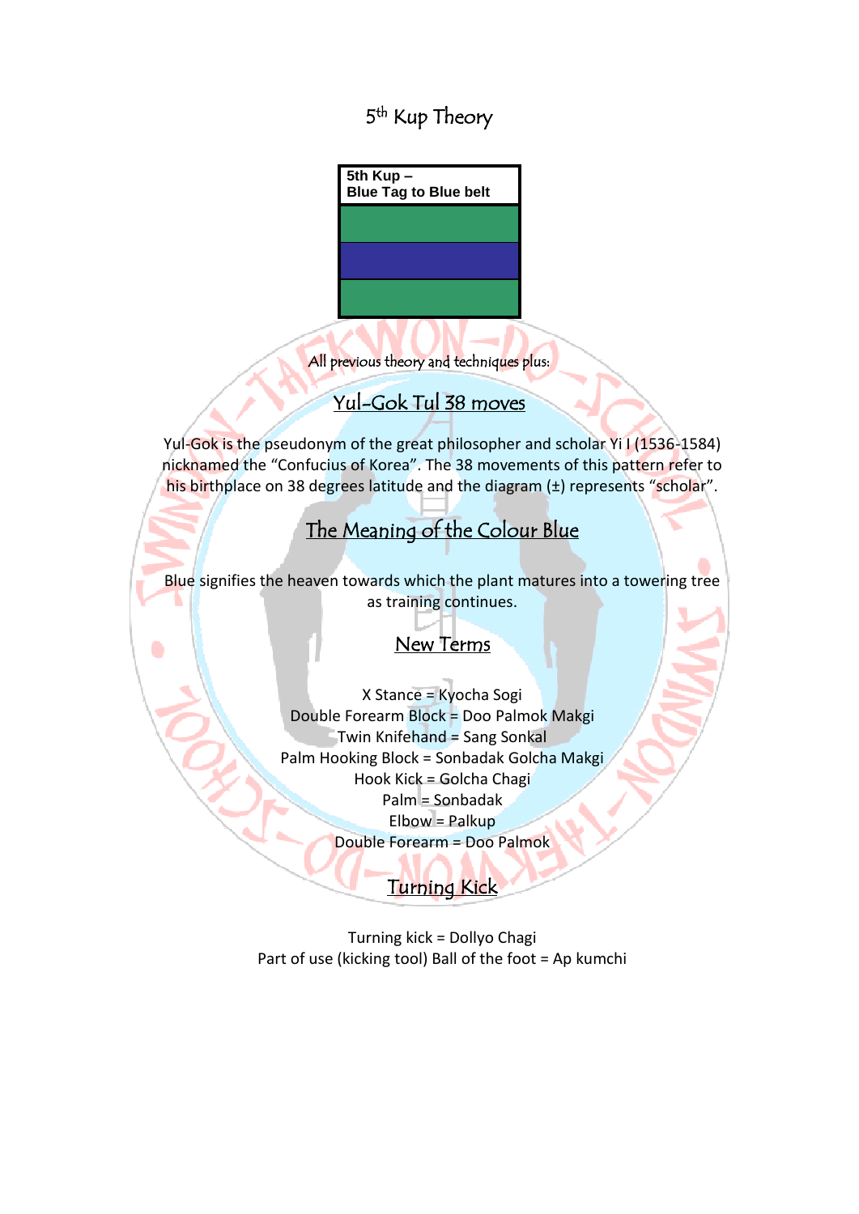# 5th Kup Theory

| 5th Kup – Blue Tag to Blue belt |
|---|

All previous theory and techniques plus:

## Yul-Gok Tul 38 moves

Yul-Gok is the pseudonym of the great philosopher and scholar Yi I (1536-1584) nicknamed the “Confucius of Korea”. The 38 movements of this pattern refer to his birthplace on 38 degrees latitude and the diagram (±) represents “scholar”.

## The Meaning of the Colour Blue

Blue signifies the heaven towards which the plant matures into a towering tree as training continues.

## New Terms

X Stance = Kyocha Sogi
Double Forearm Block = Doo Palmok Makgi
Twin Knifehand = Sang Sonkal
Palm Hooking Block = Sonbadak Golcha Makgi
Hook Kick = Golcha Chagi
Palm = Sonbadak
Elbow = Palkup
Double Forearm = Doo Palmok

## Turning Kick

Turning kick = Dollyo Chagi
Part of use (kicking tool) Ball of the foot = Ap kumchi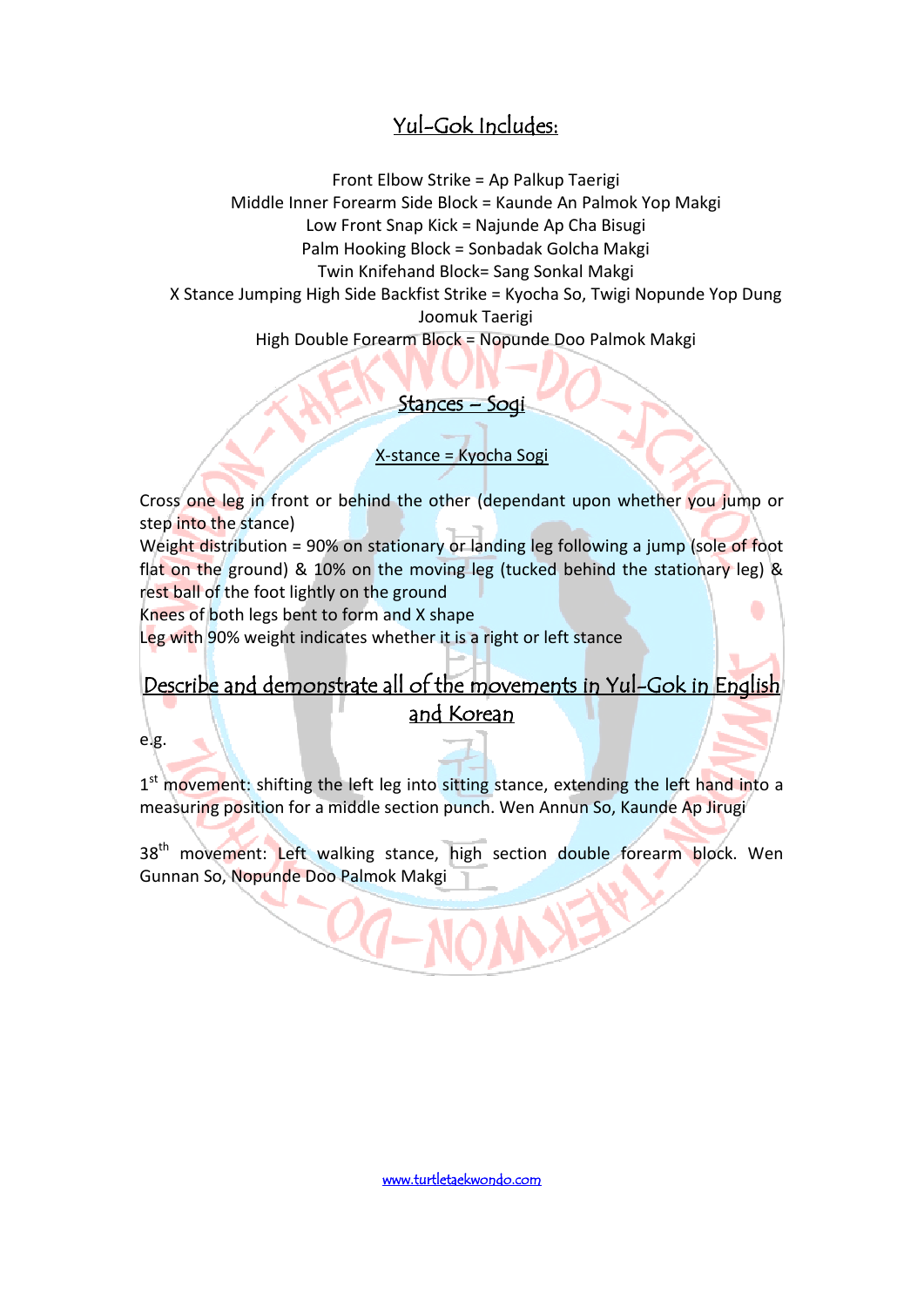## Yul-Gok Includes:

Front Elbow Strike = Ap Palkup Taerigi
Middle Inner Forearm Side Block = Kaunde An Palmok Yop Makgi
Low Front Snap Kick = Najunde Ap Cha Bisugi
Palm Hooking Block = Sonbadak Golcha Makgi
Twin Knifehand Block= Sang Sonkal Makgi
X Stance Jumping High Side Backfist Strike = Kyocha So, Twigi Nopunde Yop Dung Joomuk Taerigi
High Double Forearm Block = Nopunde Doo Palmok Makgi

## Stances – Sogi

### X-stance = Kyocha Sogi

Cross one leg in front or behind the other (dependant upon whether you jump or step into the stance)
Weight distribution = 90% on stationary or landing leg following a jump (sole of foot flat on the ground) & 10% on the moving leg (tucked behind the stationary leg) & rest ball of the foot lightly on the ground
Knees of both legs bent to form and X shape
Leg with 90% weight indicates whether it is a right or left stance

## Describe and demonstrate all of the movements in Yul-Gok in English and Korean

e.g.

1st movement: shifting the left leg into sitting stance, extending the left hand into a measuring position for a middle section punch. Wen Annun So, Kaunde Ap Jirugi

38th movement: Left walking stance, high section double forearm block. Wen Gunnan So, Nopunde Doo Palmok Makgi